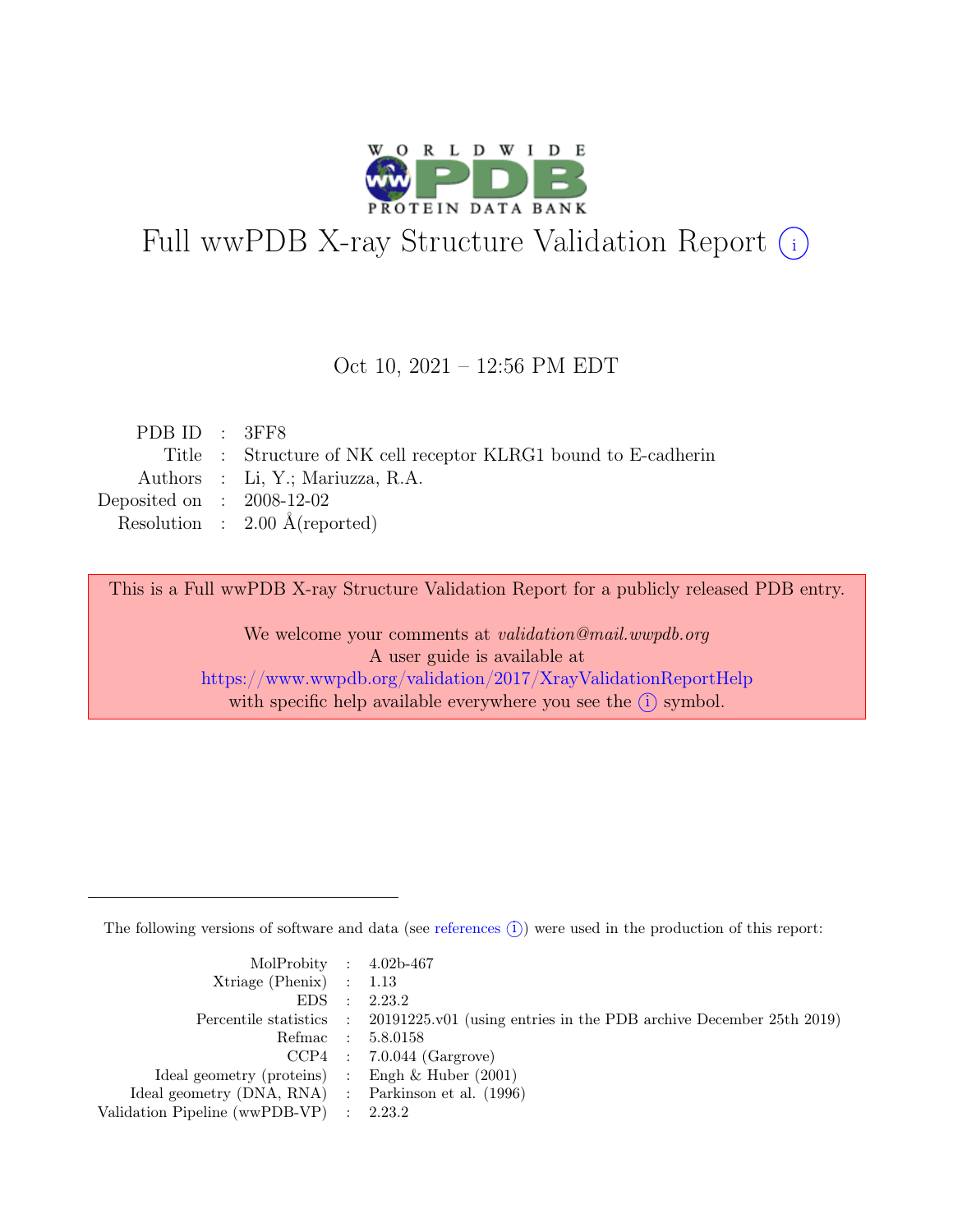# Full wwPDB X-ray Structure Validation Report (i)

Oct 10, 2021 – 12:56 PM EDT

| | | |
|---|---|---|
| PDB ID | : | 3FF8 |
| Title | : | Structure of NK cell receptor KLRG1 bound to E-cadherin |
| Authors | : | Li, Y.; Mariuzza, R.A. |
| Deposited on | : | 2008-12-02 |
| Resolution | : | 2.00 Å(reported) |

This is a Full wwPDB X-ray Structure Validation Report for a publicly released PDB entry.

We welcome your comments at *validation@mail.wwpdb.org*
A user guide is available at
https://www.wwpdb.org/validation/2017/XrayValidationReportHelp
with specific help available everywhere you see the (i) symbol.

---

The following versions of software and data (see references (i)) were used in the production of this report:

| | | |
|---|---|---|
| MolProbity | : | 4.02b-467 |
| Xtriage (Phenix) | : | 1.13 |
| EDS | : | 2.23.2 |
| Percentile statistics | : | 20191225.v01 (using entries in the PDB archive December 25th 2019) |
| Refmac | : | 5.8.0158 |
| CCP4 | : | 7.0.044 (Gargrove) |
| Ideal geometry (proteins) | : | Engh & Huber (2001) |
| Ideal geometry (DNA, RNA) | : | Parkinson et al. (1996) |
| Validation Pipeline (wwPDB-VP) | : | 2.23.2 |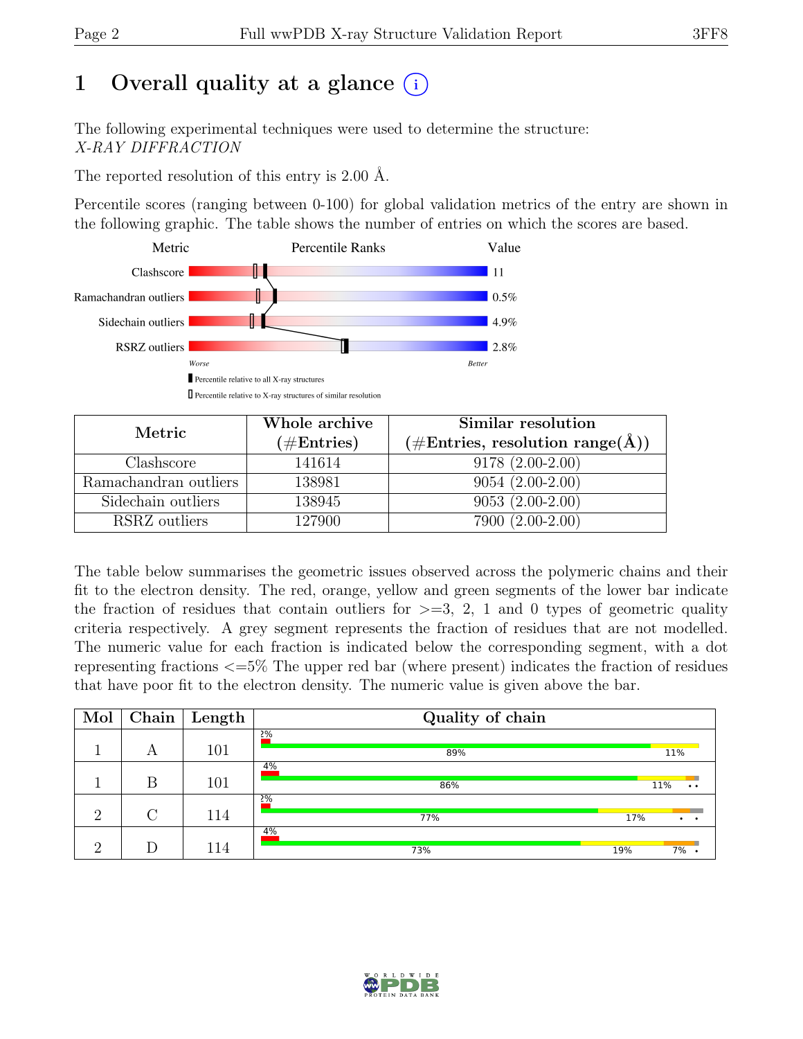# 1 Overall quality at a glance (i)

The following experimental techniques were used to determine the structure:
*X-RAY DIFFRACTION*

The reported resolution of this entry is 2.00 Å.

Percentile scores (ranging between 0-100) for global validation metrics of the entry are shown in the following graphic. The table shows the number of entries on which the scores are based.

| Metric | Value |
|---|---|
| Clashscore | 11 |
| Ramachandran outliers | 0.5% |
| Sidechain outliers | 4.9% |
| RSRZ outliers | 2.8% |

*Worse* — *Better*

Percentile relative to all X-ray structures

Percentile relative to X-ray structures of similar resolution

| Metric | Whole archive (#Entries) | Similar resolution (#Entries, resolution range(Å)) |
|---|---|---|
| Clashscore | 141614 | 9178 (2.00-2.00) |
| Ramachandran outliers | 138981 | 9054 (2.00-2.00) |
| Sidechain outliers | 138945 | 9053 (2.00-2.00) |
| RSRZ outliers | 127900 | 7900 (2.00-2.00) |

The table below summarises the geometric issues observed across the polymeric chains and their fit to the electron density. The red, orange, yellow and green segments of the lower bar indicate the fraction of residues that contain outliers for >=3, 2, 1 and 0 types of geometric quality criteria respectively. A grey segment represents the fraction of residues that are not modelled. The numeric value for each fraction is indicated below the corresponding segment, with a dot representing fractions <=5% The upper red bar (where present) indicates the fraction of residues that have poor fit to the electron density. The numeric value is given above the bar.

| Mol | Chain | Length | Quality of chain |
|---|---|---|---|
| 1 | A | 101 | 2%; 89%, 11% |
| 1 | B | 101 | 4%; 86%, 11%, •, • |
| 2 | C | 114 | 2%; 77%, 17%, •, • |
| 2 | D | 114 | 4%; 73%, 19%, 7%, • |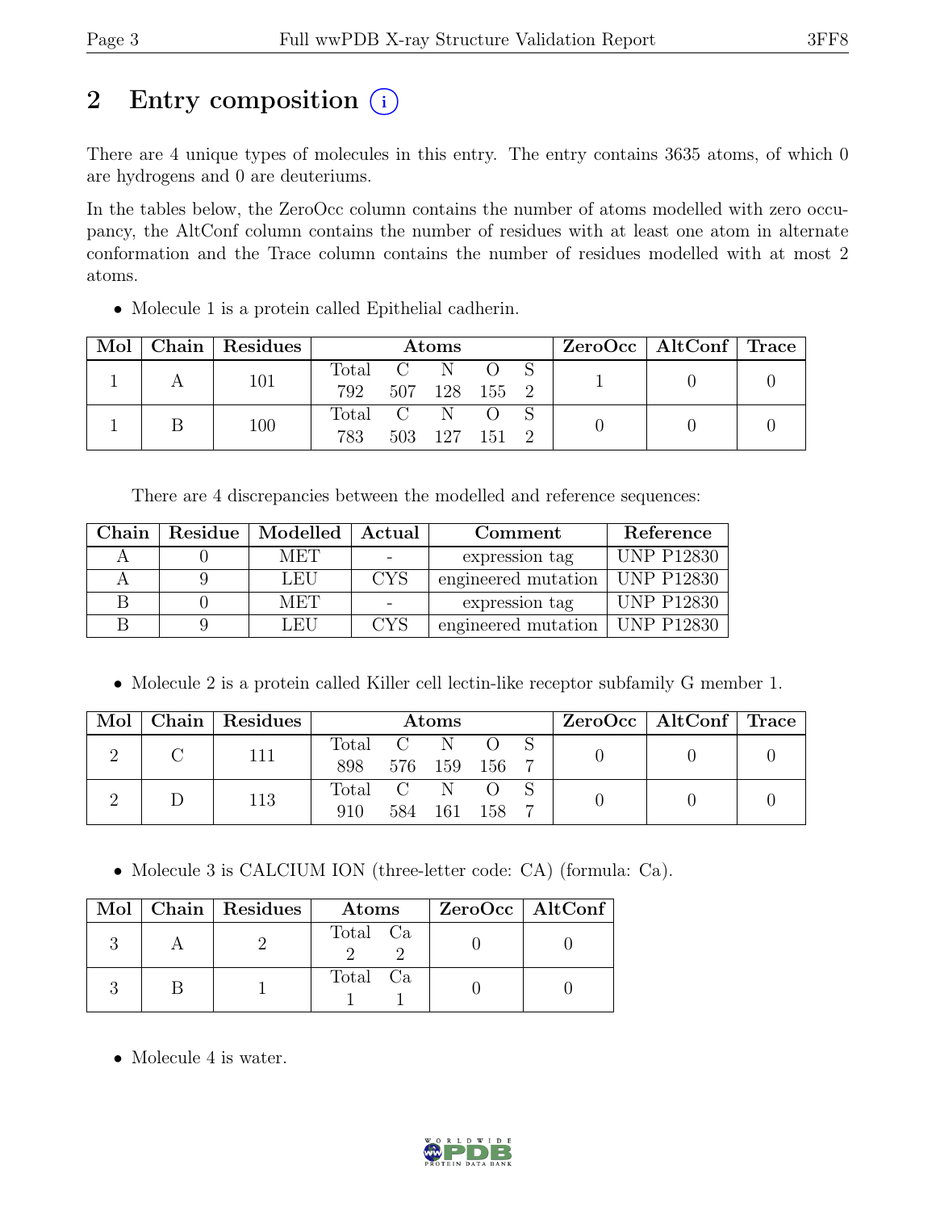# 2 Entry composition (i)

There are 4 unique types of molecules in this entry. The entry contains 3635 atoms, of which 0 are hydrogens and 0 are deuteriums.

In the tables below, the ZeroOcc column contains the number of atoms modelled with zero occupancy, the AltConf column contains the number of residues with at least one atom in alternate conformation and the Trace column contains the number of residues modelled with at most 2 atoms.

- Molecule 1 is a protein called Epithelial cadherin.

| Mol | Chain | Residues | Atoms | | | | | ZeroOcc | AltConf | Trace |
|---|---|---|---|---|---|---|---|---|---|---|
| 1 | A | 101 | Total 792 | C 507 | N 128 | O 155 | S 2 | 1 | 0 | 0 |
| 1 | B | 100 | Total 783 | C 503 | N 127 | O 151 | S 2 | 0 | 0 | 0 |

There are 4 discrepancies between the modelled and reference sequences:

| Chain | Residue | Modelled | Actual | Comment | Reference |
|---|---|---|---|---|---|
| A | 0 | MET | - | expression tag | UNP P12830 |
| A | 9 | LEU | CYS | engineered mutation | UNP P12830 |
| B | 0 | MET | - | expression tag | UNP P12830 |
| B | 9 | LEU | CYS | engineered mutation | UNP P12830 |

- Molecule 2 is a protein called Killer cell lectin-like receptor subfamily G member 1.

| Mol | Chain | Residues | Atoms | | | | | ZeroOcc | AltConf | Trace |
|---|---|---|---|---|---|---|---|---|---|---|
| 2 | C | 111 | Total 898 | C 576 | N 159 | O 156 | S 7 | 0 | 0 | 0 |
| 2 | D | 113 | Total 910 | C 584 | N 161 | O 158 | S 7 | 0 | 0 | 0 |

- Molecule 3 is CALCIUM ION (three-letter code: CA) (formula: Ca).

| Mol | Chain | Residues | Atoms | | ZeroOcc | AltConf |
|---|---|---|---|---|---|---|
| 3 | A | 2 | Total 2 | Ca 2 | 0 | 0 |
| 3 | B | 1 | Total 1 | Ca 1 | 0 | 0 |

- Molecule 4 is water.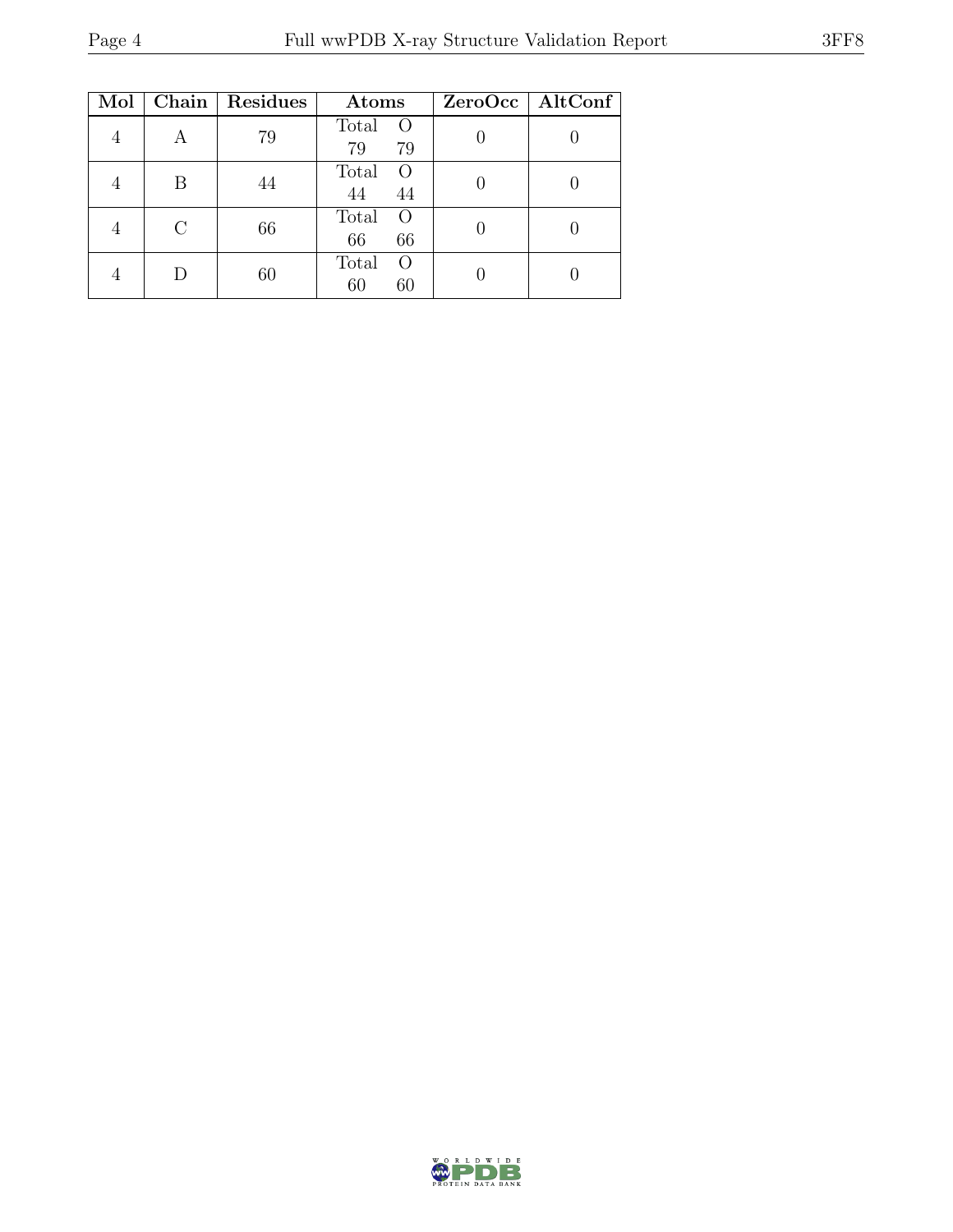| Mol | Chain | Residues | Atoms | | ZeroOcc | AltConf |
|---|---|---|---|---|---|---|
| 4 | A | 79 | Total 79 | O 79 | 0 | 0 |
| 4 | B | 44 | Total 44 | O 44 | 0 | 0 |
| 4 | C | 66 | Total 66 | O 66 | 0 | 0 |
| 4 | D | 60 | Total 60 | O 60 | 0 | 0 |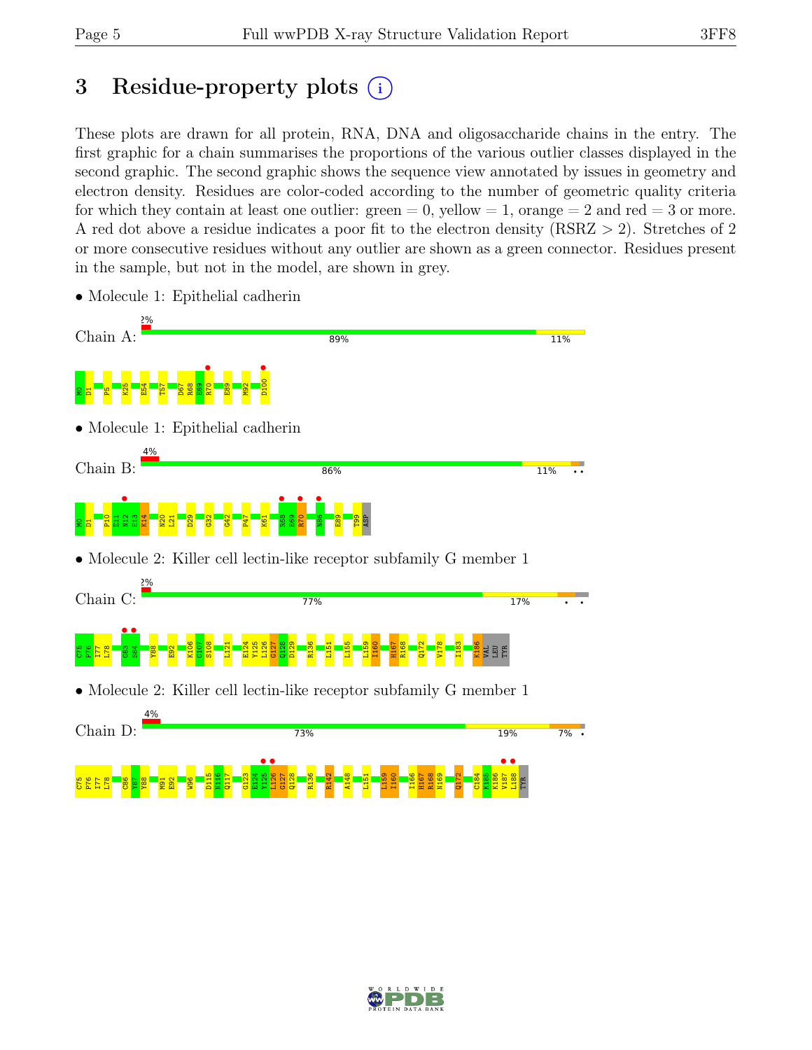# 3 Residue-property plots

These plots are drawn for all protein, RNA, DNA and oligosaccharide chains in the entry. The first graphic for a chain summarises the proportions of the various outlier classes displayed in the second graphic. The second graphic shows the sequence view annotated by issues in geometry and electron density. Residues are color-coded according to the number of geometric quality criteria for which they contain at least one outlier: green = 0, yellow = 1, orange = 2 and red = 3 or more. A red dot above a residue indicates a poor fit to the electron density (RSRZ > 2). Stretches of 2 or more consecutive residues without any outlier are shown as a green connector. Residues present in the sample, but not in the model, are shown in grey.

- Molecule 1: Epithelial cadherin

Chain A: 2% | 89% | 11%

M0 D1 P5 K25 E54 T57 D67 R68 E69 R70 E89 M92 D100

- Molecule 1: Epithelial cadherin

Chain B: 4% | 86% | 11% | • •

M0 D1 P10 E11 N12 E13 K14 N20 L21 D29 G32 G42 P47 K61 R68 E69 R70 N86 E89 T99 ASP

- Molecule 2: Killer cell lectin-like receptor subfamily G member 1

Chain C: 2% | 77% | 17% | • •

C75 P76 I77 L78 G83 S84 Y88 E92 K106 G107 S108 L121 E124 Y125 L126 G127 Q128 D129 R136 L151 L155 L159 I160 H167 R168 Q172 V178 I183 K186 VAL LEU TYR

- Molecule 2: Killer cell lectin-like receptor subfamily G member 1

Chain D: 4% | 73% | 19% | 7% | •

C75 P76 I77 L78 C86 Y87 Y88 M91 E92 W96 D115 N116 Q117 G123 E124 Y125 L126 G127 Q128 R136 R142 A148 L151 L159 I160 I166 H167 R168 N169 Q172 C184 K185 K186 V187 L188 TYR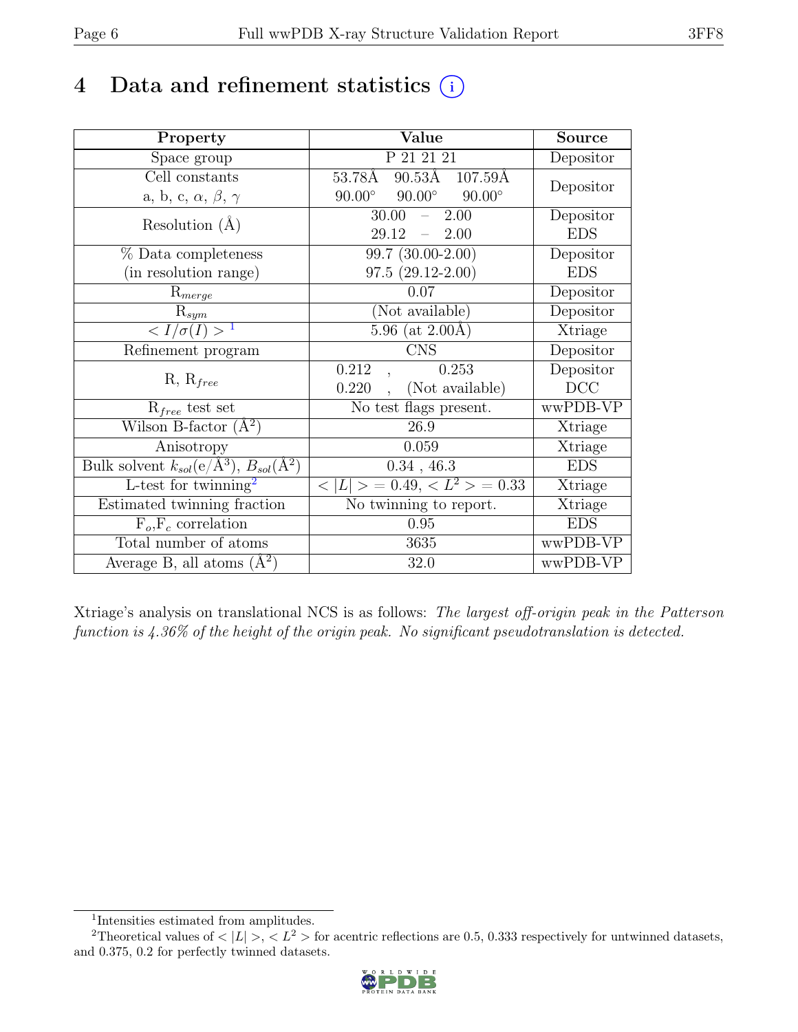# 4 Data and refinement statistics (i)

| Property | Value | Source |
|---|---|---|
| Space group | P 21 21 21 | Depositor |
| Cell constants<br>a, b, c, $\alpha$, $\beta$, $\gamma$ | 53.78Å 90.53Å 107.59Å<br>90.00° 90.00° 90.00° | Depositor |
| Resolution (Å) | 30.00 – 2.00<br>29.12 – 2.00 | Depositor<br>EDS |
| % Data completeness<br>(in resolution range) | 99.7 (30.00-2.00)<br>97.5 (29.12-2.00) | Depositor<br>EDS |
| $R_{merge}$ | 0.07 | Depositor |
| $R_{sym}$ | (Not available) | Depositor |
| $< I/\sigma(I) >$ [1] | 5.96 (at 2.00Å) | Xtriage |
| Refinement program | CNS | Depositor |
| R, $R_{free}$ | 0.212 , 0.253<br>0.220 , (Not available) | Depositor<br>DCC |
| $R_{free}$ test set | No test flags present. | wwPDB-VP |
| Wilson B-factor (Å$^2$) | 26.9 | Xtriage |
| Anisotropy | 0.059 | Xtriage |
| Bulk solvent $k_{sol}$(e/Å$^3$), $B_{sol}$(Å$^2$) | 0.34 , 46.3 | EDS |
| L-test for twinning[2] | $< \|L\| > = 0.49$, $< L^2 > = 0.33$ | Xtriage |
| Estimated twinning fraction | No twinning to report. | Xtriage |
| $F_o$,$F_c$ correlation | 0.95 | EDS |
| Total number of atoms | 3635 | wwPDB-VP |
| Average B, all atoms (Å$^2$) | 32.0 | wwPDB-VP |

Xtriage's analysis on translational NCS is as follows: *The largest off-origin peak in the Patterson function is 4.36% of the height of the origin peak. No significant pseudotranslation is detected.*

[1] Intensities estimated from amplitudes.

[2] Theoretical values of $< |L| >$, $< L^2 >$ for acentric reflections are 0.5, 0.333 respectively for untwinned datasets, and 0.375, 0.2 for perfectly twinned datasets.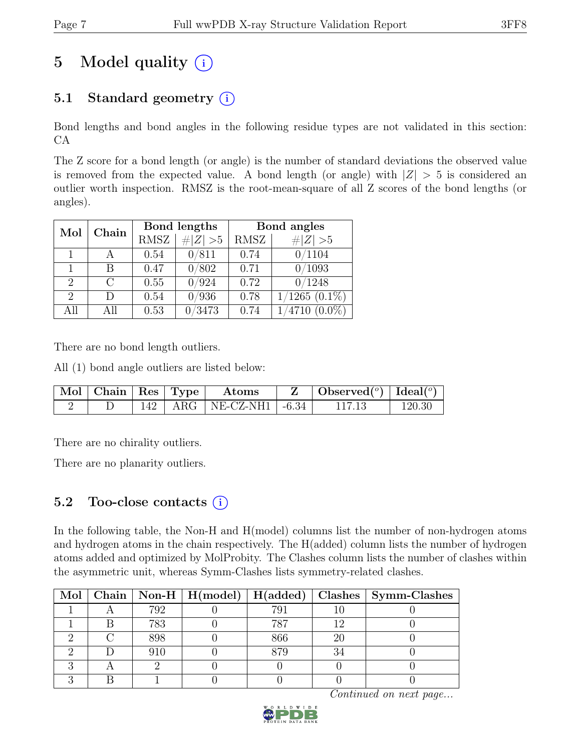# 5 Model quality (i)

## 5.1 Standard geometry (i)

Bond lengths and bond angles in the following residue types are not validated in this section: CA

The Z score for a bond length (or angle) is the number of standard deviations the observed value is removed from the expected value. A bond length (or angle) with $|Z| > 5$ is considered an outlier worth inspection. RMSZ is the root-mean-square of all Z scores of the bond lengths (or angles).

| Mol | Chain | Bond lengths | | Bond angles | |
|---|---|---|---|---|---|
| | | RMSZ | $\#\|Z\| > 5$ | RMSZ | $\#\|Z\| > 5$ |
| 1 | A | 0.54 | 0/811 | 0.74 | 0/1104 |
| 1 | B | 0.47 | 0/802 | 0.71 | 0/1093 |
| 2 | C | 0.55 | 0/924 | 0.72 | 0/1248 |
| 2 | D | 0.54 | 0/936 | 0.78 | 1/1265 (0.1%) |
| All | All | 0.53 | 0/3473 | 0.74 | 1/4710 (0.0%) |

There are no bond length outliers.

All (1) bond angle outliers are listed below:

| Mol | Chain | Res | Type | Atoms | Z | Observed(°) | Ideal(°) |
|---|---|---|---|---|---|---|---|
| 2 | D | 142 | ARG | NE-CZ-NH1 | -6.34 | 117.13 | 120.30 |

There are no chirality outliers.

There are no planarity outliers.

## 5.2 Too-close contacts (i)

In the following table, the Non-H and H(model) columns list the number of non-hydrogen atoms and hydrogen atoms in the chain respectively. The H(added) column lists the number of hydrogen atoms added and optimized by MolProbity. The Clashes column lists the number of clashes within the asymmetric unit, whereas Symm-Clashes lists symmetry-related clashes.

| Mol | Chain | Non-H | H(model) | H(added) | Clashes | Symm-Clashes |
|---|---|---|---|---|---|---|
| 1 | A | 792 | 0 | 791 | 10 | 0 |
| 1 | B | 783 | 0 | 787 | 12 | 0 |
| 2 | C | 898 | 0 | 866 | 20 | 0 |
| 2 | D | 910 | 0 | 879 | 34 | 0 |
| 3 | A | 2 | 0 | 0 | 0 | 0 |
| 3 | B | 1 | 0 | 0 | 0 | 0 |

*Continued on next page...*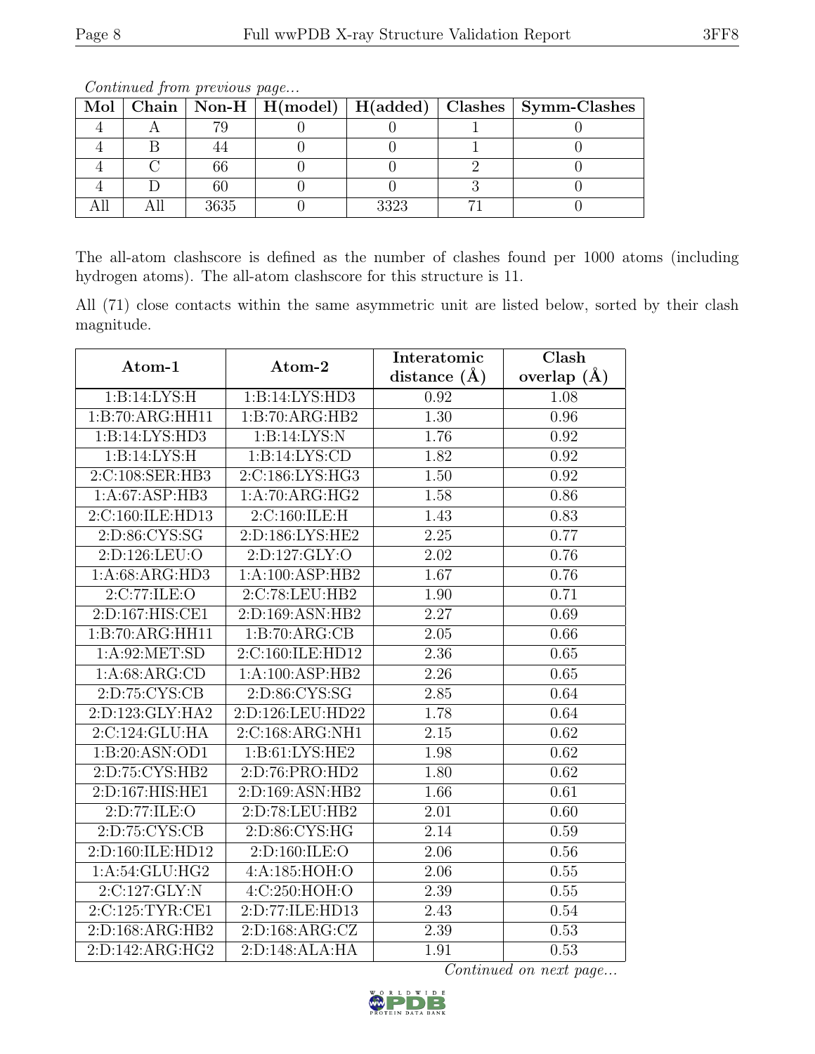*Continued from previous page...*

| Mol | Chain | Non-H | H(model) | H(added) | Clashes | Symm-Clashes |
|---|---|---|---|---|---|---|
| 4 | A | 79 | 0 | 0 | 1 | 0 |
| 4 | B | 44 | 0 | 0 | 1 | 0 |
| 4 | C | 66 | 0 | 0 | 2 | 0 |
| 4 | D | 60 | 0 | 0 | 3 | 0 |
| All | All | 3635 | 0 | 3323 | 71 | 0 |

The all-atom clashscore is defined as the number of clashes found per 1000 atoms (including hydrogen atoms). The all-atom clashscore for this structure is 11.

All (71) close contacts within the same asymmetric unit are listed below, sorted by their clash magnitude.

| Atom-1 | Atom-2 | Interatomic distance (Å) | Clash overlap (Å) |
|---|---|---|---|
| 1:B:14:LYS:H | 1:B:14:LYS:HD3 | 0.92 | 1.08 |
| 1:B:70:ARG:HH11 | 1:B:70:ARG:HB2 | 1.30 | 0.96 |
| 1:B:14:LYS:HD3 | 1:B:14:LYS:N | 1.76 | 0.92 |
| 1:B:14:LYS:H | 1:B:14:LYS:CD | 1.82 | 0.92 |
| 2:C:108:SER:HB3 | 2:C:186:LYS:HG3 | 1.50 | 0.92 |
| 1:A:67:ASP:HB3 | 1:A:70:ARG:HG2 | 1.58 | 0.86 |
| 2:C:160:ILE:HD13 | 2:C:160:ILE:H | 1.43 | 0.83 |
| 2:D:86:CYS:SG | 2:D:186:LYS:HE2 | 2.25 | 0.77 |
| 2:D:126:LEU:O | 2:D:127:GLY:O | 2.02 | 0.76 |
| 1:A:68:ARG:HD3 | 1:A:100:ASP:HB2 | 1.67 | 0.76 |
| 2:C:77:ILE:O | 2:C:78:LEU:HB2 | 1.90 | 0.71 |
| 2:D:167:HIS:CE1 | 2:D:169:ASN:HB2 | 2.27 | 0.69 |
| 1:B:70:ARG:HH11 | 1:B:70:ARG:CB | 2.05 | 0.66 |
| 1:A:92:MET:SD | 2:C:160:ILE:HD12 | 2.36 | 0.65 |
| 1:A:68:ARG:CD | 1:A:100:ASP:HB2 | 2.26 | 0.65 |
| 2:D:75:CYS:CB | 2:D:86:CYS:SG | 2.85 | 0.64 |
| 2:D:123:GLY:HA2 | 2:D:126:LEU:HD22 | 1.78 | 0.64 |
| 2:C:124:GLU:HA | 2:C:168:ARG:NH1 | 2.15 | 0.62 |
| 1:B:20:ASN:OD1 | 1:B:61:LYS:HE2 | 1.98 | 0.62 |
| 2:D:75:CYS:HB2 | 2:D:76:PRO:HD2 | 1.80 | 0.62 |
| 2:D:167:HIS:HE1 | 2:D:169:ASN:HB2 | 1.66 | 0.61 |
| 2:D:77:ILE:O | 2:D:78:LEU:HB2 | 2.01 | 0.60 |
| 2:D:75:CYS:CB | 2:D:86:CYS:HG | 2.14 | 0.59 |
| 2:D:160:ILE:HD12 | 2:D:160:ILE:O | 2.06 | 0.56 |
| 1:A:54:GLU:HG2 | 4:A:185:HOH:O | 2.06 | 0.55 |
| 2:C:127:GLY:N | 4:C:250:HOH:O | 2.39 | 0.55 |
| 2:C:125:TYR:CE1 | 2:D:77:ILE:HD13 | 2.43 | 0.54 |
| 2:D:168:ARG:HB2 | 2:D:168:ARG:CZ | 2.39 | 0.53 |
| 2:D:142:ARG:HG2 | 2:D:148:ALA:HA | 1.91 | 0.53 |

*Continued on next page...*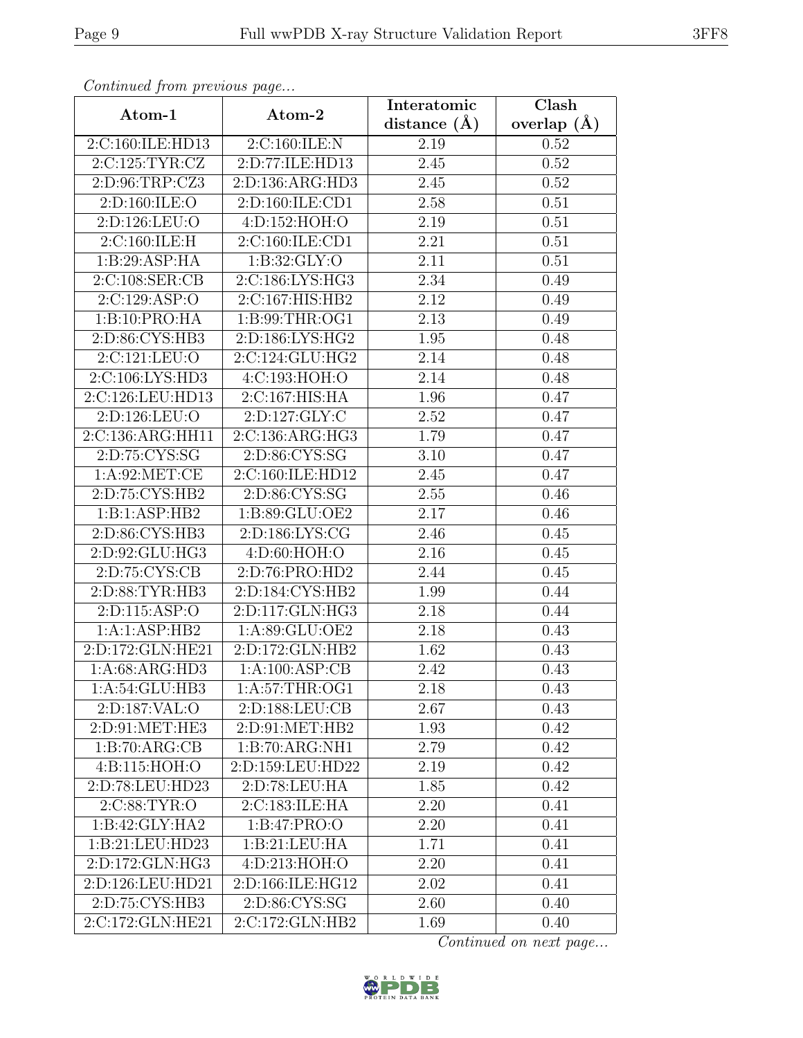*Continued from previous page...*

| Atom-1 | Atom-2 | Interatomic distance (Å) | Clash overlap (Å) |
|---|---|---|---|
| 2:C:160:ILE:HD13 | 2:C:160:ILE:N | 2.19 | 0.52 |
| 2:C:125:TYR:CZ | 2:D:77:ILE:HD13 | 2.45 | 0.52 |
| 2:D:96:TRP:CZ3 | 2:D:136:ARG:HD3 | 2.45 | 0.52 |
| 2:D:160:ILE:O | 2:D:160:ILE:CD1 | 2.58 | 0.51 |
| 2:D:126:LEU:O | 4:D:152:HOH:O | 2.19 | 0.51 |
| 2:C:160:ILE:H | 2:C:160:ILE:CD1 | 2.21 | 0.51 |
| 1:B:29:ASP:HA | 1:B:32:GLY:O | 2.11 | 0.51 |
| 2:C:108:SER:CB | 2:C:186:LYS:HG3 | 2.34 | 0.49 |
| 2:C:129:ASP:O | 2:C:167:HIS:HB2 | 2.12 | 0.49 |
| 1:B:10:PRO:HA | 1:B:99:THR:OG1 | 2.13 | 0.49 |
| 2:D:86:CYS:HB3 | 2:D:186:LYS:HG2 | 1.95 | 0.48 |
| 2:C:121:LEU:O | 2:C:124:GLU:HG2 | 2.14 | 0.48 |
| 2:C:106:LYS:HD3 | 4:C:193:HOH:O | 2.14 | 0.48 |
| 2:C:126:LEU:HD13 | 2:C:167:HIS:HA | 1.96 | 0.47 |
| 2:D:126:LEU:O | 2:D:127:GLY:C | 2.52 | 0.47 |
| 2:C:136:ARG:HH11 | 2:C:136:ARG:HG3 | 1.79 | 0.47 |
| 2:D:75:CYS:SG | 2:D:86:CYS:SG | 3.10 | 0.47 |
| 1:A:92:MET:CE | 2:C:160:ILE:HD12 | 2.45 | 0.47 |
| 2:D:75:CYS:HB2 | 2:D:86:CYS:SG | 2.55 | 0.46 |
| 1:B:1:ASP:HB2 | 1:B:89:GLU:OE2 | 2.17 | 0.46 |
| 2:D:86:CYS:HB3 | 2:D:186:LYS:CG | 2.46 | 0.45 |
| 2:D:92:GLU:HG3 | 4:D:60:HOH:O | 2.16 | 0.45 |
| 2:D:75:CYS:CB | 2:D:76:PRO:HD2 | 2.44 | 0.45 |
| 2:D:88:TYR:HB3 | 2:D:184:CYS:HB2 | 1.99 | 0.44 |
| 2:D:115:ASP:O | 2:D:117:GLN:HG3 | 2.18 | 0.44 |
| 1:A:1:ASP:HB2 | 1:A:89:GLU:OE2 | 2.18 | 0.43 |
| 2:D:172:GLN:HE21 | 2:D:172:GLN:HB2 | 1.62 | 0.43 |
| 1:A:68:ARG:HD3 | 1:A:100:ASP:CB | 2.42 | 0.43 |
| 1:A:54:GLU:HB3 | 1:A:57:THR:OG1 | 2.18 | 0.43 |
| 2:D:187:VAL:O | 2:D:188:LEU:CB | 2.67 | 0.43 |
| 2:D:91:MET:HE3 | 2:D:91:MET:HB2 | 1.93 | 0.42 |
| 1:B:70:ARG:CB | 1:B:70:ARG:NH1 | 2.79 | 0.42 |
| 4:B:115:HOH:O | 2:D:159:LEU:HD22 | 2.19 | 0.42 |
| 2:D:78:LEU:HD23 | 2:D:78:LEU:HA | 1.85 | 0.42 |
| 2:C:88:TYR:O | 2:C:183:ILE:HA | 2.20 | 0.41 |
| 1:B:42:GLY:HA2 | 1:B:47:PRO:O | 2.20 | 0.41 |
| 1:B:21:LEU:HD23 | 1:B:21:LEU:HA | 1.71 | 0.41 |
| 2:D:172:GLN:HG3 | 4:D:213:HOH:O | 2.20 | 0.41 |
| 2:D:126:LEU:HD21 | 2:D:166:ILE:HG12 | 2.02 | 0.41 |
| 2:D:75:CYS:HB3 | 2:D:86:CYS:SG | 2.60 | 0.40 |
| 2:C:172:GLN:HE21 | 2:C:172:GLN:HB2 | 1.69 | 0.40 |

*Continued on next page...*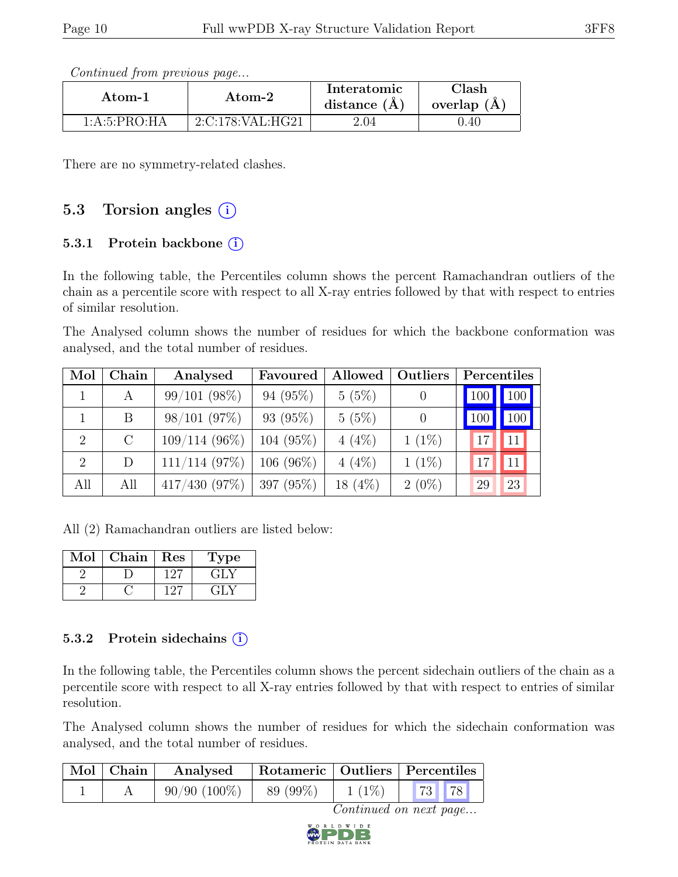*Continued from previous page...*

| Atom-1 | Atom-2 | Interatomic distance (Å) | Clash overlap (Å) |
|---|---|---|---|
| 1:A:5:PRO:HA | 2:C:178:VAL:HG21 | 2.04 | 0.40 |

There are no symmetry-related clashes.

## 5.3 Torsion angles (i)

### 5.3.1 Protein backbone (i)

In the following table, the Percentiles column shows the percent Ramachandran outliers of the chain as a percentile score with respect to all X-ray entries followed by that with respect to entries of similar resolution.

The Analysed column shows the number of residues for which the backbone conformation was analysed, and the total number of residues.

| Mol | Chain | Analysed | Favoured | Allowed | Outliers | Percentiles | |
|---|---|---|---|---|---|---|---|
| 1 | A | 99/101 (98%) | 94 (95%) | 5 (5%) | 0 | 100 | 100 |
| 1 | B | 98/101 (97%) | 93 (95%) | 5 (5%) | 0 | 100 | 100 |
| 2 | C | 109/114 (96%) | 104 (95%) | 4 (4%) | 1 (1%) | 17 | 11 |
| 2 | D | 111/114 (97%) | 106 (96%) | 4 (4%) | 1 (1%) | 17 | 11 |
| All | All | 417/430 (97%) | 397 (95%) | 18 (4%) | 2 (0%) | 29 | 23 |

All (2) Ramachandran outliers are listed below:

| Mol | Chain | Res | Type |
|---|---|---|---|
| 2 | D | 127 | GLY |
| 2 | C | 127 | GLY |

### 5.3.2 Protein sidechains (i)

In the following table, the Percentiles column shows the percent sidechain outliers of the chain as a percentile score with respect to all X-ray entries followed by that with respect to entries of similar resolution.

The Analysed column shows the number of residues for which the sidechain conformation was analysed, and the total number of residues.

| Mol | Chain | Analysed | Rotameric | Outliers | Percentiles | |
|---|---|---|---|---|---|---|
| 1 | A | 90/90 (100%) | 89 (99%) | 1 (1%) | 73 | 78 |

*Continued on next page...*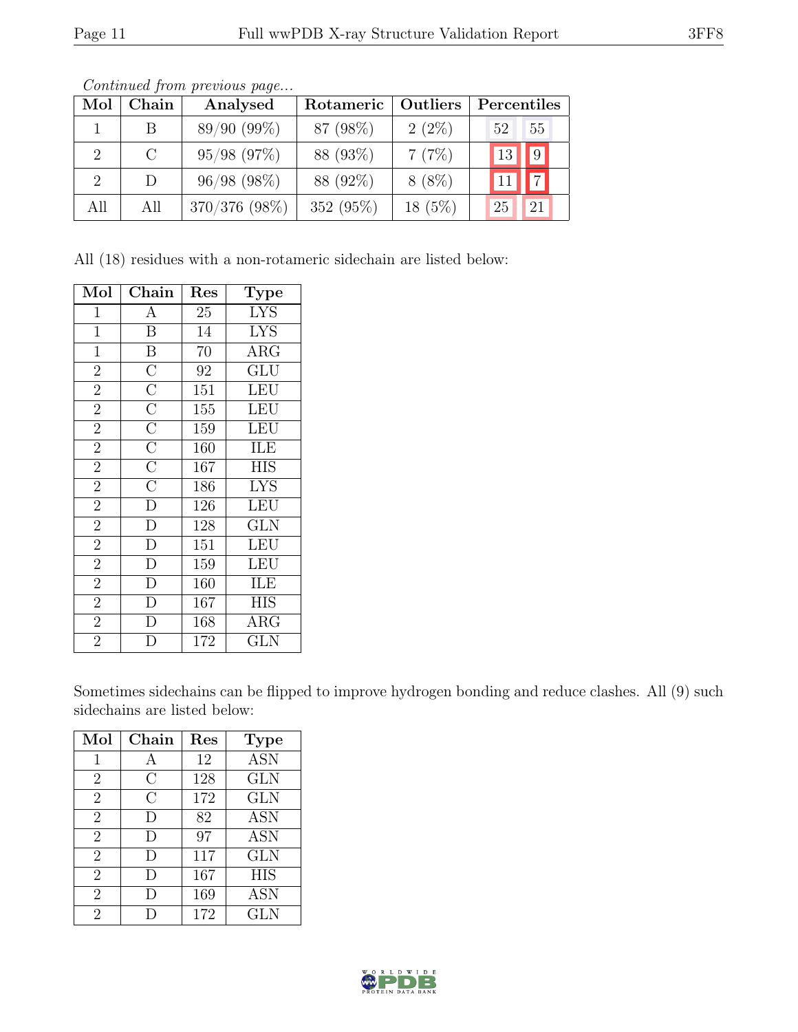*Continued from previous page...*

| Mol | Chain | Analysed | Rotameric | Outliers | Percentiles | |
|---|---|---|---|---|---|---|
| 1 | B | 89/90 (99%) | 87 (98%) | 2 (2%) | 52 | 55 |
| 2 | C | 95/98 (97%) | 88 (93%) | 7 (7%) | 13 | 9 |
| 2 | D | 96/98 (98%) | 88 (92%) | 8 (8%) | 11 | 7 |
| All | All | 370/376 (98%) | 352 (95%) | 18 (5%) | 25 | 21 |

All (18) residues with a non-rotameric sidechain are listed below:

| Mol | Chain | Res | Type |
|---|---|---|---|
| 1 | A | 25 | LYS |
| 1 | B | 14 | LYS |
| 1 | B | 70 | ARG |
| 2 | C | 92 | GLU |
| 2 | C | 151 | LEU |
| 2 | C | 155 | LEU |
| 2 | C | 159 | LEU |
| 2 | C | 160 | ILE |
| 2 | C | 167 | HIS |
| 2 | C | 186 | LYS |
| 2 | D | 126 | LEU |
| 2 | D | 128 | GLN |
| 2 | D | 151 | LEU |
| 2 | D | 159 | LEU |
| 2 | D | 160 | ILE |
| 2 | D | 167 | HIS |
| 2 | D | 168 | ARG |
| 2 | D | 172 | GLN |

Sometimes sidechains can be flipped to improve hydrogen bonding and reduce clashes. All (9) such sidechains are listed below:

| Mol | Chain | Res | Type |
|---|---|---|---|
| 1 | A | 12 | ASN |
| 2 | C | 128 | GLN |
| 2 | C | 172 | GLN |
| 2 | D | 82 | ASN |
| 2 | D | 97 | ASN |
| 2 | D | 117 | GLN |
| 2 | D | 167 | HIS |
| 2 | D | 169 | ASN |
| 2 | D | 172 | GLN |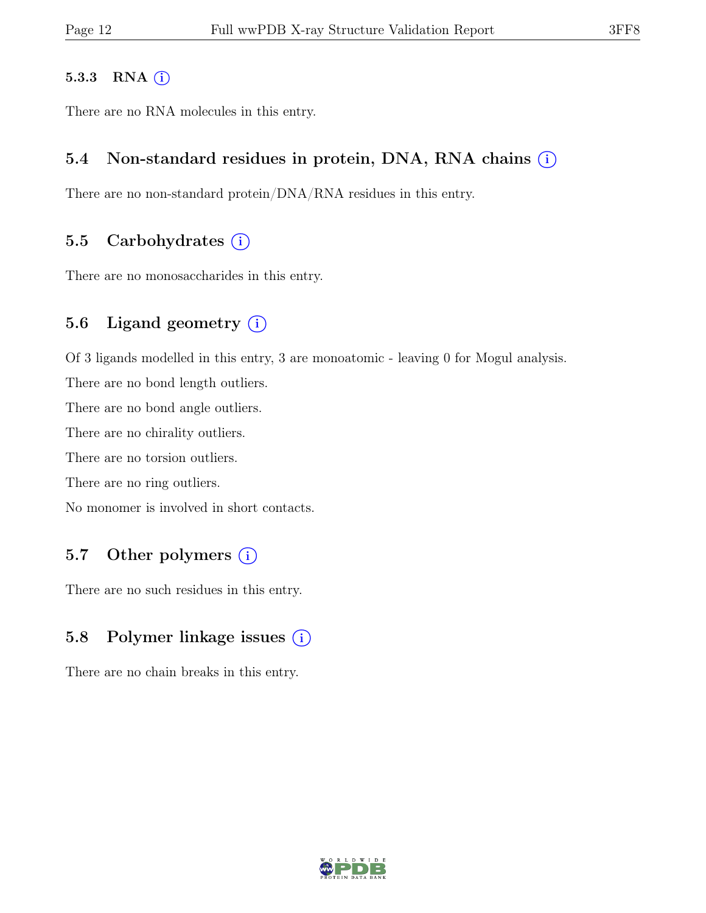#### 5.3.3 RNA

There are no RNA molecules in this entry.

### 5.4 Non-standard residues in protein, DNA, RNA chains

There are no non-standard protein/DNA/RNA residues in this entry.

### 5.5 Carbohydrates

There are no monosaccharides in this entry.

### 5.6 Ligand geometry

Of 3 ligands modelled in this entry, 3 are monoatomic - leaving 0 for Mogul analysis.

There are no bond length outliers.

There are no bond angle outliers.

There are no chirality outliers.

There are no torsion outliers.

There are no ring outliers.

No monomer is involved in short contacts.

### 5.7 Other polymers

There are no such residues in this entry.

### 5.8 Polymer linkage issues

There are no chain breaks in this entry.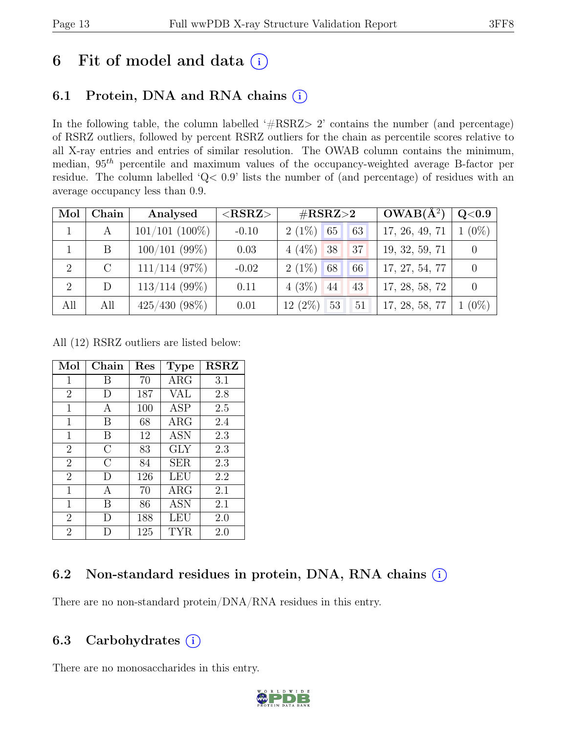# 6 Fit of model and data (i)

## 6.1 Protein, DNA and RNA chains (i)

In the following table, the column labelled '#RSRZ> 2' contains the number (and percentage) of RSRZ outliers, followed by percent RSRZ outliers for the chain as percentile scores relative to all X-ray entries and entries of similar resolution. The OWAB column contains the minimum, median, $95^{th}$ percentile and maximum values of the occupancy-weighted average B-factor per residue. The column labelled 'Q< 0.9' lists the number of (and percentage) of residues with an average occupancy less than 0.9.

| Mol | Chain | Analysed | <RSRZ> | #RSRZ>2 | | | OWAB(Å$^2$) | Q<0.9 |
|---|---|---|---|---|---|---|---|---|
| 1 | A | 101/101 (100%) | -0.10 | 2 (1%) | 65 | 63 | 17, 26, 49, 71 | 1 (0%) |
| 1 | B | 100/101 (99%) | 0.03 | 4 (4%) | 38 | 37 | 19, 32, 59, 71 | 0 |
| 2 | C | 111/114 (97%) | -0.02 | 2 (1%) | 68 | 66 | 17, 27, 54, 77 | 0 |
| 2 | D | 113/114 (99%) | 0.11 | 4 (3%) | 44 | 43 | 17, 28, 58, 72 | 0 |
| All | All | 425/430 (98%) | 0.01 | 12 (2%) | 53 | 51 | 17, 28, 58, 77 | 1 (0%) |

All (12) RSRZ outliers are listed below:

| Mol | Chain | Res | Type | RSRZ |
|---|---|---|---|---|
| 1 | B | 70 | ARG | 3.1 |
| 2 | D | 187 | VAL | 2.8 |
| 1 | A | 100 | ASP | 2.5 |
| 1 | B | 68 | ARG | 2.4 |
| 1 | B | 12 | ASN | 2.3 |
| 2 | C | 83 | GLY | 2.3 |
| 2 | C | 84 | SER | 2.3 |
| 2 | D | 126 | LEU | 2.2 |
| 1 | A | 70 | ARG | 2.1 |
| 1 | B | 86 | ASN | 2.1 |
| 2 | D | 188 | LEU | 2.0 |
| 2 | D | 125 | TYR | 2.0 |

## 6.2 Non-standard residues in protein, DNA, RNA chains (i)

There are no non-standard protein/DNA/RNA residues in this entry.

## 6.3 Carbohydrates (i)

There are no monosaccharides in this entry.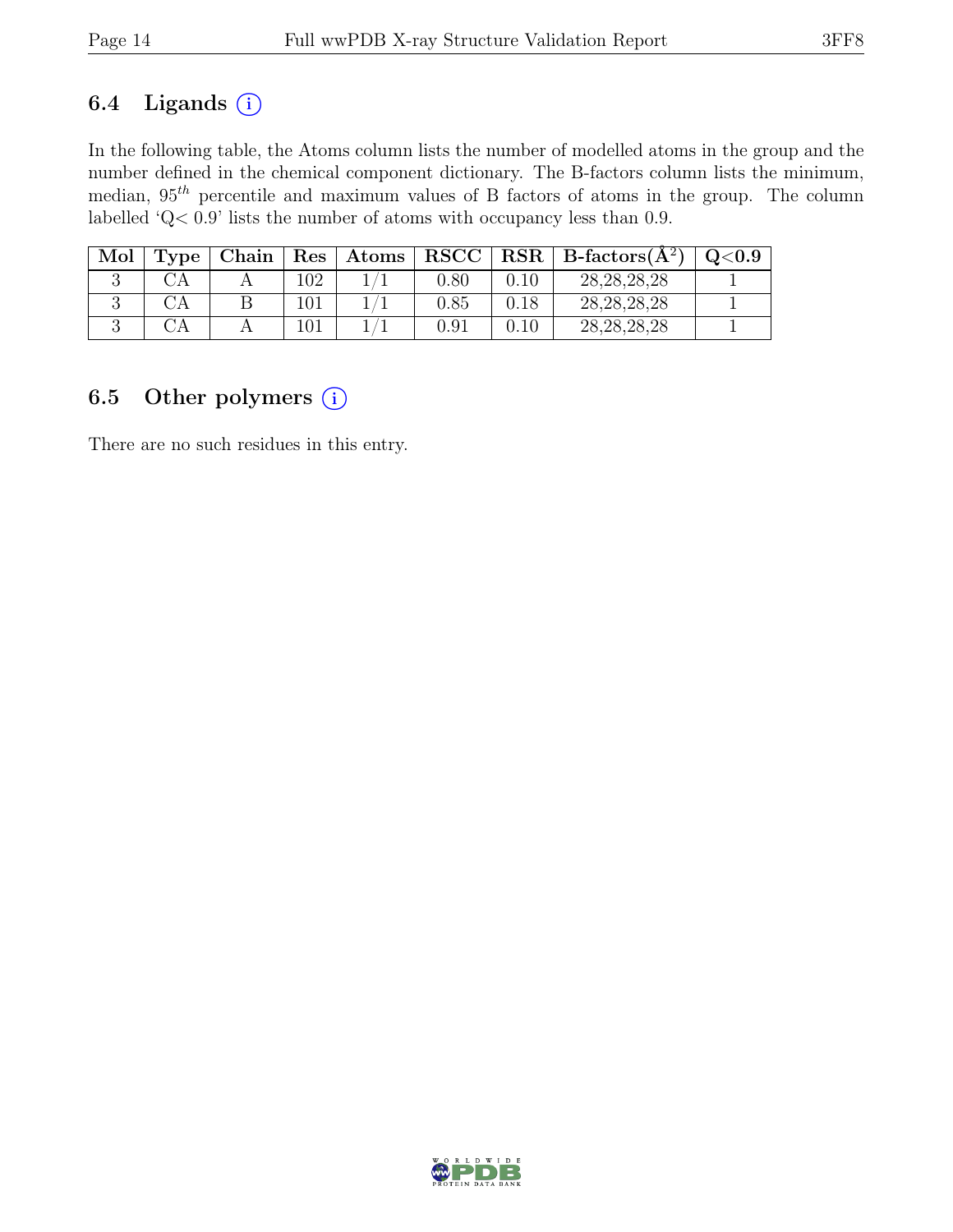## 6.4 Ligands (i)

In the following table, the Atoms column lists the number of modelled atoms in the group and the number defined in the chemical component dictionary. The B-factors column lists the minimum, median, $95^{th}$ percentile and maximum values of B factors of atoms in the group. The column labelled 'Q< 0.9' lists the number of atoms with occupancy less than 0.9.

| Mol | Type | Chain | Res | Atoms | RSCC | RSR | B-factors($Å^2$) | Q<0.9 |
|---|---|---|---|---|---|---|---|---|
| 3 | CA | A | 102 | 1/1 | 0.80 | 0.10 | 28,28,28,28 | 1 |
| 3 | CA | B | 101 | 1/1 | 0.85 | 0.18 | 28,28,28,28 | 1 |
| 3 | CA | A | 101 | 1/1 | 0.91 | 0.10 | 28,28,28,28 | 1 |

## 6.5 Other polymers (i)

There are no such residues in this entry.